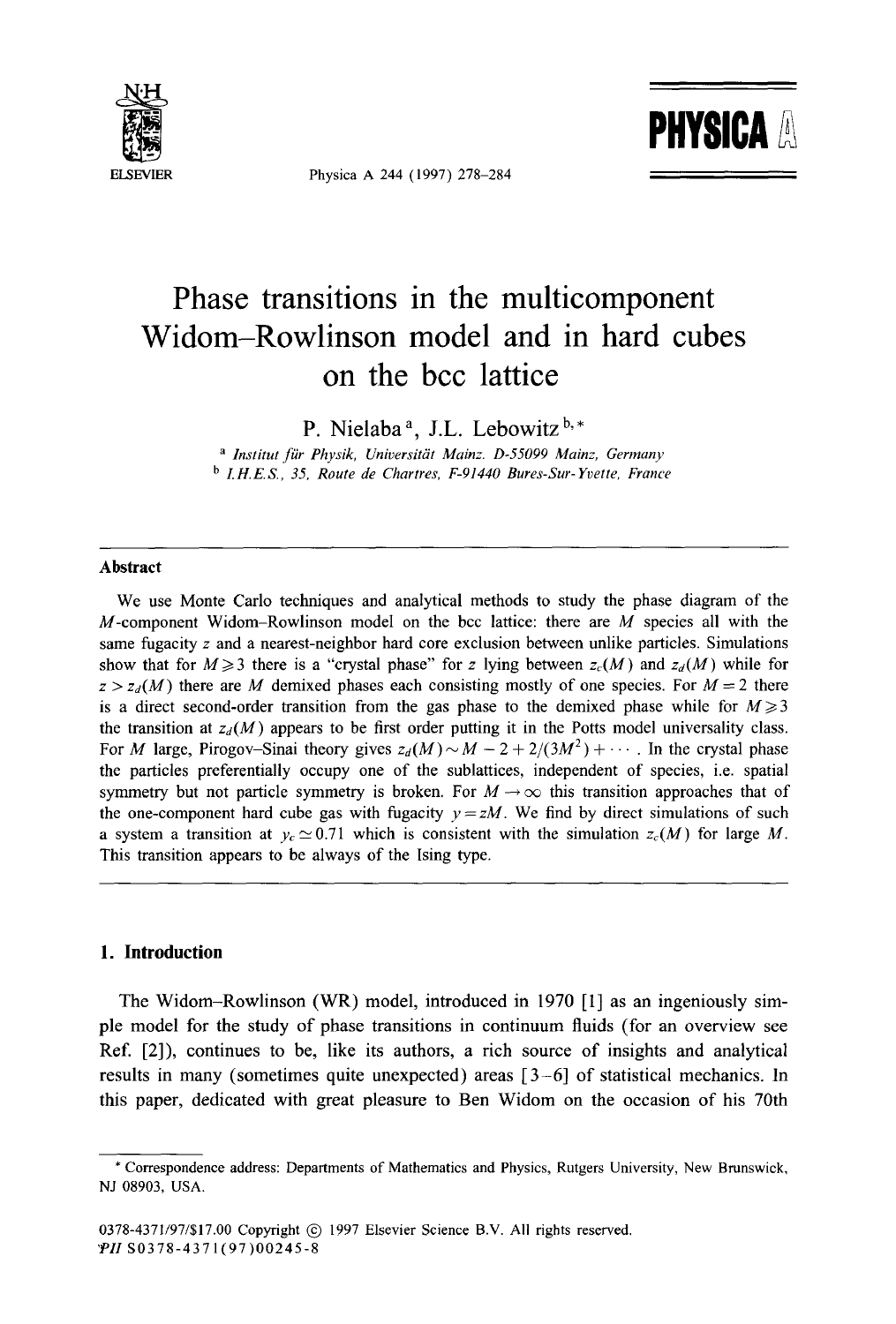# Phase transitions in the multicomponent Widom–Rowlinson model and in hard cubes on the bcc lattice

P. Nielaba [a], J.L. Lebowitz [b,*]

[a] *Institut für Physik, Universität Mainz, D-55099 Mainz, Germany*

[b] *I.H.E.S., 35, Route de Chartres, F-91440 Bures-Sur-Yvette, France*

---

## Abstract

We use Monte Carlo techniques and analytical methods to study the phase diagram of the $M$-component Widom–Rowlinson model on the bcc lattice: there are $M$ species all with the same fugacity $z$ and a nearest-neighbor hard core exclusion between unlike particles. Simulations show that for $M \geqslant 3$ there is a "crystal phase" for $z$ lying between $z_c(M)$ and $z_d(M)$ while for $z > z_d(M)$ there are $M$ demixed phases each consisting mostly of one species. For $M = 2$ there is a direct second-order transition from the gas phase to the demixed phase while for $M \geqslant 3$ the transition at $z_d(M)$ appears to be first order putting it in the Potts model universality class. For $M$ large, Pirogov–Sinai theory gives $z_d(M) \sim M - 2 + 2/(3M^2) + \cdots$. In the crystal phase the particles preferentially occupy one of the sublattices, independent of species, i.e. spatial symmetry but not particle symmetry is broken. For $M \to \infty$ this transition approaches that of the one-component hard cube gas with fugacity $y = zM$. We find by direct simulations of such a system a transition at $y_c \simeq 0.71$ which is consistent with the simulation $z_c(M)$ for large $M$. This transition appears to be always of the Ising type.

---

## 1. Introduction

The Widom–Rowlinson (WR) model, introduced in 1970 [1] as an ingeniously simple model for the study of phase transitions in continuum fluids (for an overview see Ref. [2]), continues to be, like its authors, a rich source of insights and analytical results in many (sometimes quite unexpected) areas [3–6] of statistical mechanics. In this paper, dedicated with great pleasure to Ben Widom on the occasion of his 70th

---

* Correspondence address: Departments of Mathematics and Physics, Rutgers University, New Brunswick, NJ 08903, USA.

0378-4371/97/\$17.00 Copyright © 1997 Elsevier Science B.V. All rights reserved.
PII S0378-4371(97)00245-8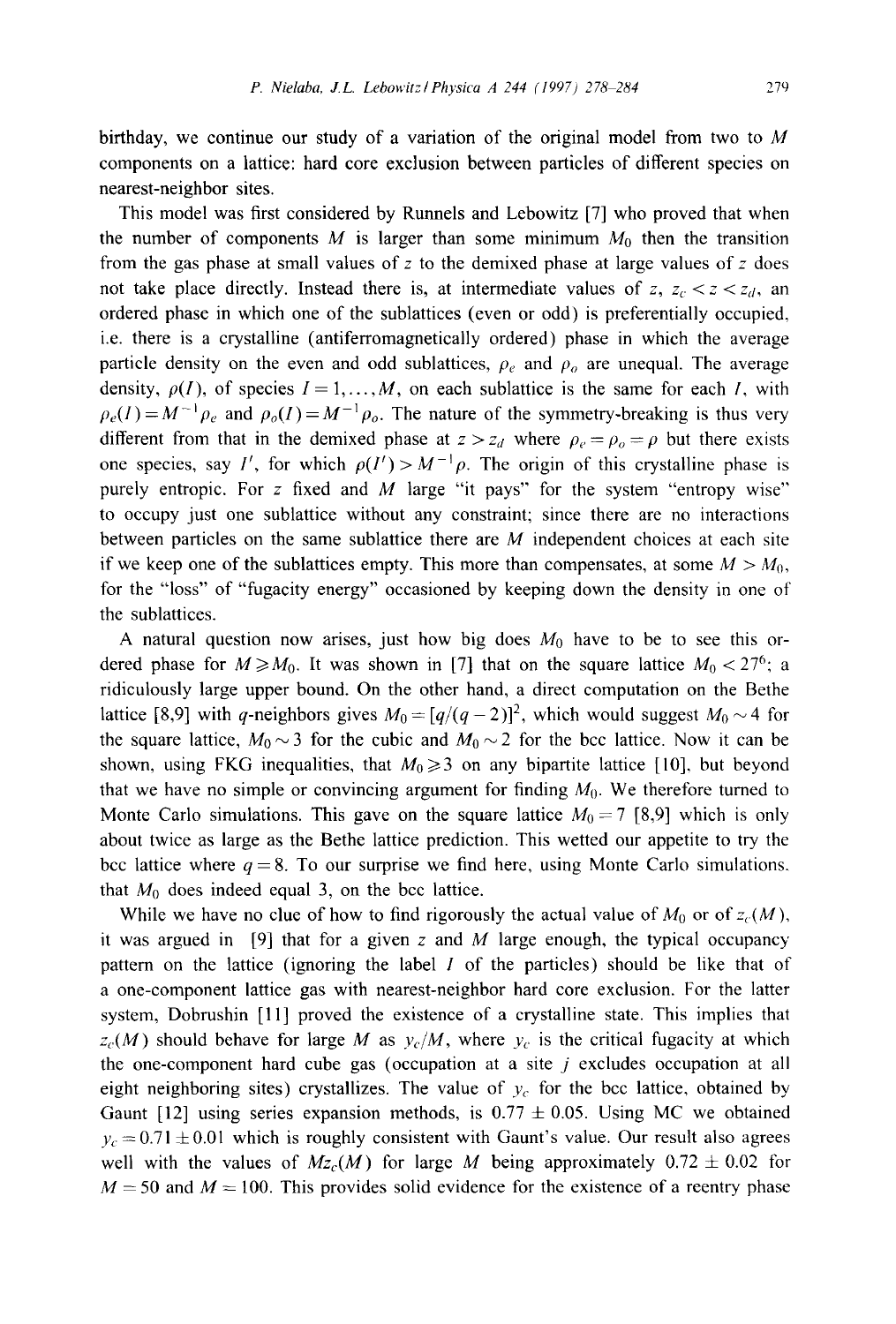birthday, we continue our study of a variation of the original model from two to $M$ components on a lattice: hard core exclusion between particles of different species on nearest-neighbor sites.

This model was first considered by Runnels and Lebowitz [7] who proved that when the number of components $M$ is larger than some minimum $M_0$ then the transition from the gas phase at small values of $z$ to the demixed phase at large values of $z$ does not take place directly. Instead there is, at intermediate values of $z$, $z_c < z < z_d$, an ordered phase in which one of the sublattices (even or odd) is preferentially occupied, i.e. there is a crystalline (antiferromagnetically ordered) phase in which the average particle density on the even and odd sublattices, $\rho_e$ and $\rho_o$ are unequal. The average density, $\rho(I)$, of species $I = 1, \ldots, M$, on each sublattice is the same for each $I$, with $\rho_e(I) = M^{-1}\rho_e$ and $\rho_o(I) = M^{-1}\rho_o$. The nature of the symmetry-breaking is thus very different from that in the demixed phase at $z > z_d$ where $\rho_e = \rho_o = \rho$ but there exists one species, say $I'$, for which $\rho(I') > M^{-1}\rho$. The origin of this crystalline phase is purely entropic. For $z$ fixed and $M$ large "it pays" for the system "entropy wise" to occupy just one sublattice without any constraint; since there are no interactions between particles on the same sublattice there are $M$ independent choices at each site if we keep one of the sublattices empty. This more than compensates, at some $M > M_0$, for the "loss" of "fugacity energy" occasioned by keeping down the density in one of the sublattices.

A natural question now arises, just how big does $M_0$ have to be to see this ordered phase for $M \geqslant M_0$. It was shown in [7] that on the square lattice $M_0 < 27^6$; a ridiculously large upper bound. On the other hand, a direct computation on the Bethe lattice [8,9] with $q$-neighbors gives $M_0 = [q/(q-2)]^2$, which would suggest $M_0 \sim 4$ for the square lattice, $M_0 \sim 3$ for the cubic and $M_0 \sim 2$ for the bcc lattice. Now it can be shown, using FKG inequalities, that $M_0 \geqslant 3$ on any bipartite lattice [10], but beyond that we have no simple or convincing argument for finding $M_0$. We therefore turned to Monte Carlo simulations. This gave on the square lattice $M_0 = 7$ [8,9] which is only about twice as large as the Bethe lattice prediction. This wetted our appetite to try the bcc lattice where $q = 8$. To our surprise we find here, using Monte Carlo simulations, that $M_0$ does indeed equal 3, on the bcc lattice.

While we have no clue of how to find rigorously the actual value of $M_0$ or of $z_c(M)$, it was argued in [9] that for a given $z$ and $M$ large enough, the typical occupancy pattern on the lattice (ignoring the label $I$ of the particles) should be like that of a one-component lattice gas with nearest-neighbor hard core exclusion. For the latter system, Dobrushin [11] proved the existence of a crystalline state. This implies that $z_c(M)$ should behave for large $M$ as $y_c/M$, where $y_c$ is the critical fugacity at which the one-component hard cube gas (occupation at a site $j$ excludes occupation at all eight neighboring sites) crystallizes. The value of $y_c$ for the bcc lattice, obtained by Gaunt [12] using series expansion methods, is $0.77 \pm 0.05$. Using MC we obtained $y_c = 0.71 \pm 0.01$ which is roughly consistent with Gaunt's value. Our result also agrees well with the values of $Mz_c(M)$ for large $M$ being approximately $0.72 \pm 0.02$ for $M = 50$ and $M = 100$. This provides solid evidence for the existence of a reentry phase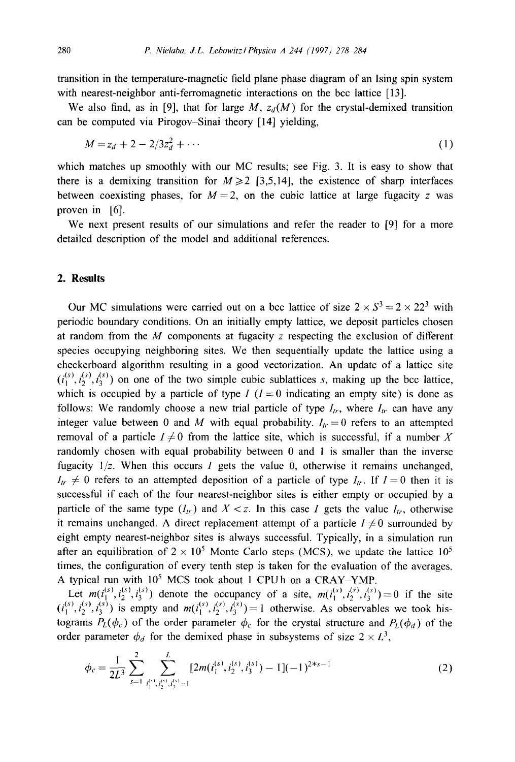transition in the temperature-magnetic field plane phase diagram of an Ising spin system with nearest-neighbor anti-ferromagnetic interactions on the bcc lattice [13].

We also find, as in [9], that for large $M$, $z_d(M)$ for the crystal-demixed transition can be computed via Pirogov–Sinai theory [14] yielding,

$$M = z_d + 2 - 2/3z_d^2 + \cdots \tag{1}$$

which matches up smoothly with our MC results; see Fig. 3. It is easy to show that there is a demixing transition for $M \geqslant 2$ [3,5,14], the existence of sharp interfaces between coexisting phases, for $M = 2$, on the cubic lattice at large fugacity $z$ was proven in [6].

We next present results of our simulations and refer the reader to [9] for a more detailed description of the model and additional references.

## 2. Results

Our MC simulations were carried out on a bcc lattice of size $2 \times S^3 = 2 \times 22^3$ with periodic boundary conditions. On an initially empty lattice, we deposit particles chosen at random from the $M$ components at fugacity $z$ respecting the exclusion of different species occupying neighboring sites. We then sequentially update the lattice using a checkerboard algorithm resulting in a good vectorization. An update of a lattice site $(i_1^{(s)}, i_2^{(s)}, i_3^{(s)})$ on one of the two simple cubic sublattices $s$, making up the bcc lattice, which is occupied by a particle of type $I$ ($I = 0$ indicating an empty site) is done as follows: We randomly choose a new trial particle of type $I_{tr}$, where $I_{tr}$ can have any integer value between 0 and $M$ with equal probability. $I_{tr} = 0$ refers to an attempted removal of a particle $I \neq 0$ from the lattice site, which is successful, if a number $X$ randomly chosen with equal probability between 0 and 1 is smaller than the inverse fugacity $1/z$. When this occurs $I$ gets the value 0, otherwise it remains unchanged, $I_{tr} \neq 0$ refers to an attempted deposition of a particle of type $I_{tr}$. If $I = 0$ then it is successful if each of the four nearest-neighbor sites is either empty or occupied by a particle of the same type ($I_{tr}$) and $X < z$. In this case $I$ gets the value $I_{tr}$, otherwise it remains unchanged. A direct replacement attempt of a particle $I \neq 0$ surrounded by eight empty nearest-neighbor sites is always successful. Typically, in a simulation run after an equilibration of $2 \times 10^5$ Monte Carlo steps (MCS), we update the lattice $10^5$ times, the configuration of every tenth step is taken for the evaluation of the averages. A typical run with $10^5$ MCS took about 1 CPU h on a CRAY–YMP.

Let $m(i_1^{(s)}, i_2^{(s)}, i_3^{(s)})$ denote the occupancy of a site, $m(i_1^{(s)}, i_2^{(s)}, i_3^{(s)}) = 0$ if the site $(i_1^{(s)}, i_2^{(s)}, i_3^{(s)})$ is empty and $m(i_1^{(s)}, i_2^{(s)}, i_3^{(s)}) = 1$ otherwise. As observables we took histograms $P_L(\phi_c)$ of the order parameter $\phi_c$ for the crystal structure and $P_L(\phi_d)$ of the order parameter $\phi_d$ for the demixed phase in subsystems of size $2 \times L^3$,

$$\phi_c = \frac{1}{2L^3} \sum_{s=1}^{2} \sum_{i_1^{(s)}, i_2^{(s)}, i_3^{(s)}=1}^{L} [2m(i_1^{(s)}, i_2^{(s)}, i_3^{(s)}) - 1](-1)^{2*s-1} \tag{2}$$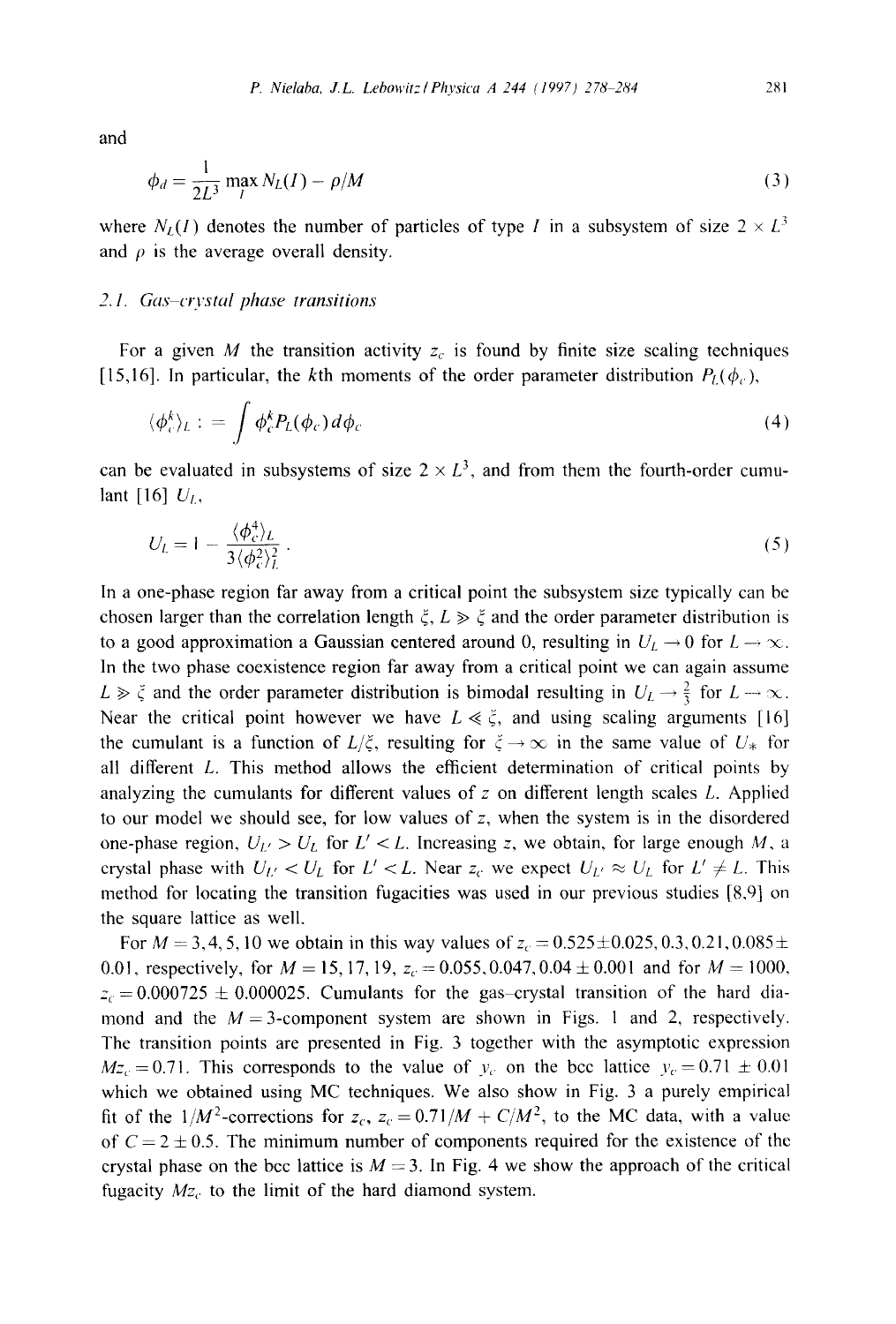and

$$\phi_d = \frac{1}{2L^3} \max_I N_L(I) - \rho/M \tag{3}$$

where $N_L(I)$ denotes the number of particles of type $I$ in a subsystem of size $2 \times L^3$ and $\rho$ is the average overall density.

### 2.1. Gas–crystal phase transitions

For a given $M$ the transition activity $z_c$ is found by finite size scaling techniques [15,16]. In particular, the $k$th moments of the order parameter distribution $P_L(\phi_c)$,

$$\langle \phi_c^k \rangle_L := \int \phi_c^k P_L(\phi_c)\, d\phi_c \tag{4}$$

can be evaluated in subsystems of size $2 \times L^3$, and from them the fourth-order cumulant [16] $U_L$,

$$U_L = 1 - \frac{\langle \phi_c^4 \rangle_L}{3 \langle \phi_c^2 \rangle_L^2} \,. \tag{5}$$

In a one-phase region far away from a critical point the subsystem size typically can be chosen larger than the correlation length $\xi$, $L \gg \xi$ and the order parameter distribution is to a good approximation a Gaussian centered around 0, resulting in $U_L \to 0$ for $L \to \infty$. In the two phase coexistence region far away from a critical point we can again assume $L \gg \xi$ and the order parameter distribution is bimodal resulting in $U_L \to \frac{2}{3}$ for $L \to \infty$. Near the critical point however we have $L \ll \xi$, and using scaling arguments [16] the cumulant is a function of $L/\xi$, resulting for $\xi \to \infty$ in the same value of $U_*$ for all different $L$. This method allows the efficient determination of critical points by analyzing the cumulants for different values of $z$ on different length scales $L$. Applied to our model we should see, for low values of $z$, when the system is in the disordered one-phase region, $U_{L'} > U_L$ for $L' < L$. Increasing $z$, we obtain, for large enough $M$, a crystal phase with $U_{L'} < U_L$ for $L' < L$. Near $z_c$ we expect $U_{L'} \approx U_L$ for $L' \neq L$. This method for locating the transition fugacities was used in our previous studies [8,9] on the square lattice as well.

For $M = 3, 4, 5, 10$ we obtain in this way values of $z_c = 0.525 \pm 0.025, 0.3, 0.21, 0.085 \pm 0.01$, respectively, for $M = 15, 17, 19$, $z_c = 0.055, 0.047, 0.04 \pm 0.001$ and for $M = 1000$, $z_c = 0.000725 \pm 0.000025$. Cumulants for the gas–crystal transition of the hard diamond and the $M = 3$-component system are shown in Figs. 1 and 2, respectively. The transition points are presented in Fig. 3 together with the asymptotic expression $Mz_c = 0.71$. This corresponds to the value of $y_c$ on the bcc lattice $y_c = 0.71 \pm 0.01$ which we obtained using MC techniques. We also show in Fig. 3 a purely empirical fit of the $1/M^2$-corrections for $z_c$, $z_c = 0.71/M + C/M^2$, to the MC data, with a value of $C = 2 \pm 0.5$. The minimum number of components required for the existence of the crystal phase on the bcc lattice is $M = 3$. In Fig. 4 we show the approach of the critical fugacity $Mz_c$ to the limit of the hard diamond system.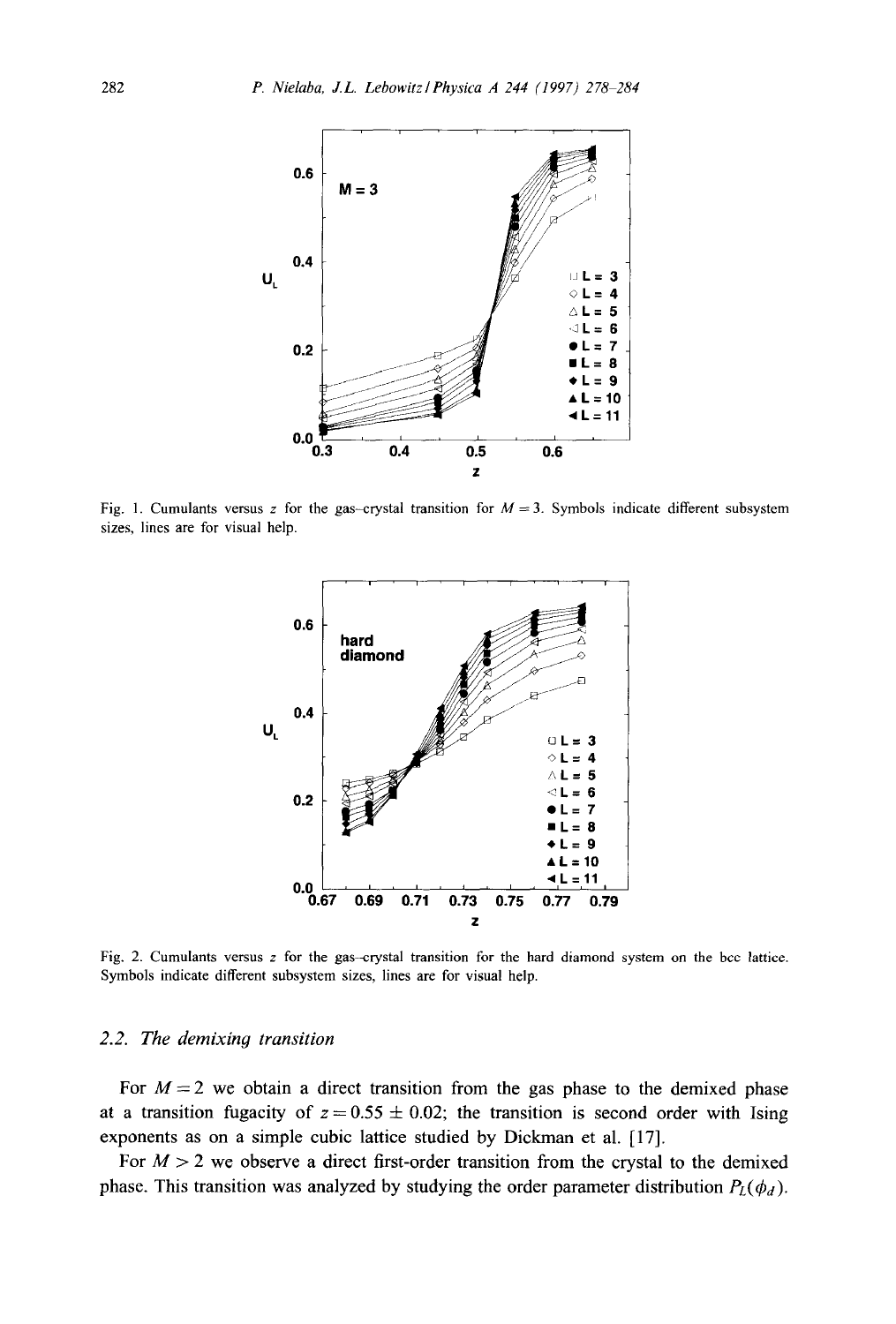Fig. 1. Cumulants versus $z$ for the gas–crystal transition for $M = 3$. Symbols indicate different subsystem sizes, lines are for visual help.

Fig. 2. Cumulants versus $z$ for the gas–crystal transition for the hard diamond system on the bcc lattice. Symbols indicate different subsystem sizes, lines are for visual help.

### 2.2. The demixing transition

For $M = 2$ we obtain a direct transition from the gas phase to the demixed phase at a transition fugacity of $z = 0.55 \pm 0.02$; the transition is second order with Ising exponents as on a simple cubic lattice studied by Dickman et al. [17].

For $M > 2$ we observe a direct first-order transition from the crystal to the demixed phase. This transition was analyzed by studying the order parameter distribution $P_L(\phi_d)$.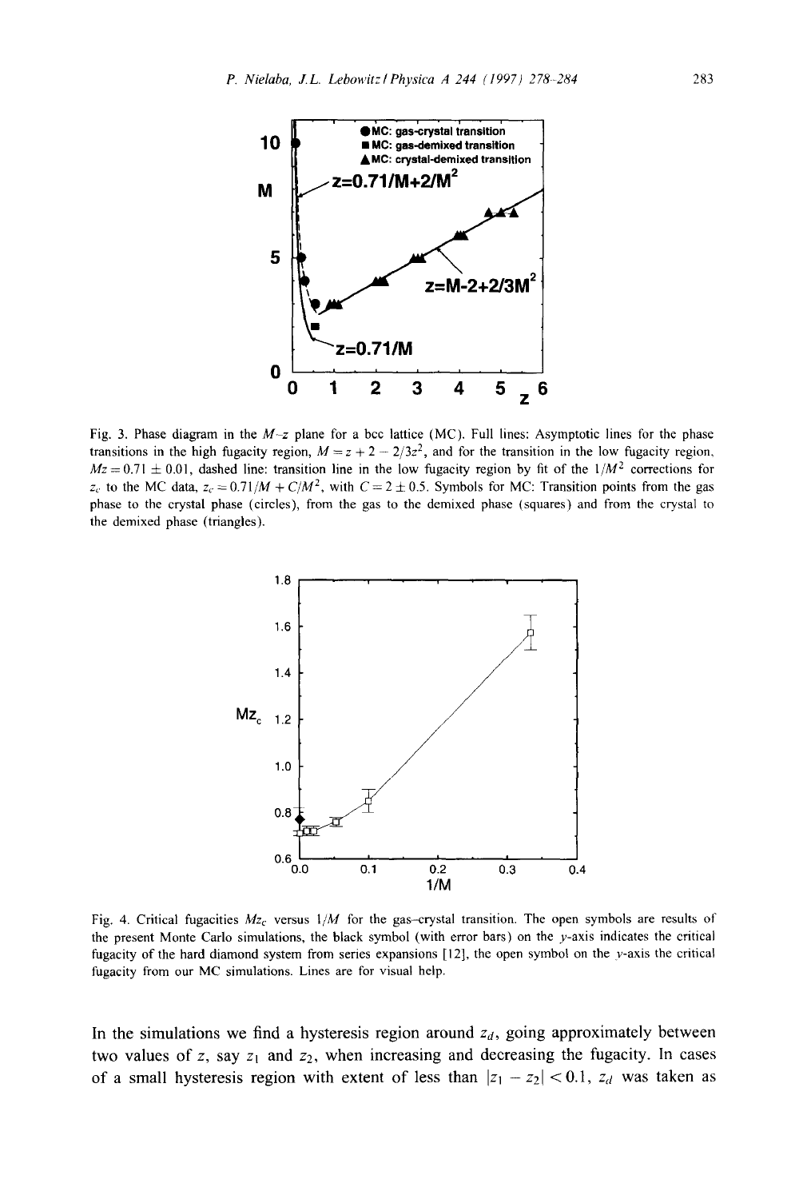Fig. 3. Phase diagram in the $M$–$z$ plane for a bcc lattice (MC). Full lines: Asymptotic lines for the phase transitions in the high fugacity region, $M = z + 2 - 2/3z^2$, and for the transition in the low fugacity region, $Mz = 0.71 \pm 0.01$, dashed line: transition line in the low fugacity region by fit of the $1/M^2$ corrections for $z_c$ to the MC data, $z_c = 0.71/M + C/M^2$, with $C = 2 \pm 0.5$. Symbols for MC: Transition points from the gas phase to the crystal phase (circles), from the gas to the demixed phase (squares) and from the crystal to the demixed phase (triangles).

Fig. 4. Critical fugacities $Mz_c$ versus $1/M$ for the gas–crystal transition. The open symbols are results of the present Monte Carlo simulations, the black symbol (with error bars) on the $y$-axis indicates the critical fugacity of the hard diamond system from series expansions [12], the open symbol on the $y$-axis the critical fugacity from our MC simulations. Lines are for visual help.

In the simulations we find a hysteresis region around $z_d$, going approximately between two values of $z$, say $z_1$ and $z_2$, when increasing and decreasing the fugacity. In cases of a small hysteresis region with extent of less than $|z_1 - z_2| < 0.1$, $z_d$ was taken as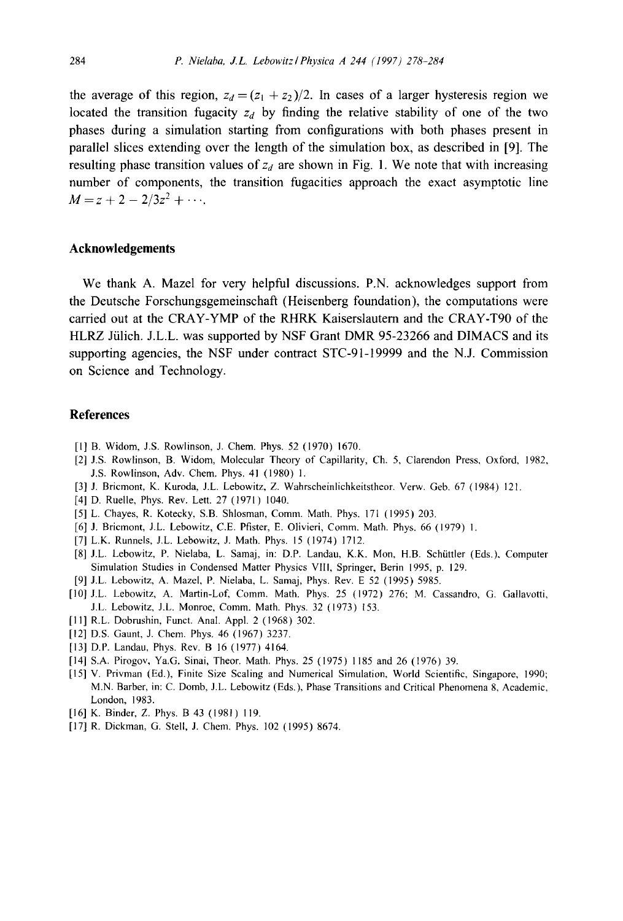the average of this region, $z_d = (z_1 + z_2)/2$. In cases of a larger hysteresis region we located the transition fugacity $z_d$ by finding the relative stability of one of the two phases during a simulation starting from configurations with both phases present in parallel slices extending over the length of the simulation box, as described in [9]. The resulting phase transition values of $z_d$ are shown in Fig. 1. We note that with increasing number of components, the transition fugacities approach the exact asymptotic line $M = z + 2 - 2/3z^2 + \cdots$.

## Acknowledgements

We thank A. Mazel for very helpful discussions. P.N. acknowledges support from the Deutsche Forschungsgemeinschaft (Heisenberg foundation), the computations were carried out at the CRAY-YMP of the RHRK Kaiserslautern and the CRAY-T90 of the HLRZ Jülich. J.L.L. was supported by NSF Grant DMR 95-23266 and DIMACS and its supporting agencies, the NSF under contract STC-91-19999 and the N.J. Commission on Science and Technology.

## References

[1] B. Widom, J.S. Rowlinson, J. Chem. Phys. 52 (1970) 1670.

[2] J.S. Rowlinson, B. Widom, Molecular Theory of Capillarity, Ch. 5, Clarendon Press, Oxford, 1982, J.S. Rowlinson, Adv. Chem. Phys. 41 (1980) 1.

[3] J. Bricmont, K. Kuroda, J.L. Lebowitz, Z. Wahrscheinlichkeitstheor. Verw. Geb. 67 (1984) 121.

[4] D. Ruelle, Phys. Rev. Lett. 27 (1971) 1040.

[5] L. Chayes, R. Kotecky, S.B. Shlosman, Comm. Math. Phys. 171 (1995) 203.

[6] J. Bricmont, J.L. Lebowitz, C.E. Pfister, E. Olivieri, Comm. Math. Phys. 66 (1979) 1.

[7] L.K. Runnels, J.L. Lebowitz, J. Math. Phys. 15 (1974) 1712.

[8] J.L. Lebowitz, P. Nielaba, L. Samaj, in: D.P. Landau, K.K. Mon, H.B. Schüttler (Eds.), Computer Simulation Studies in Condensed Matter Physics VIII, Springer, Berin 1995, p. 129.

[9] J.L. Lebowitz, A. Mazel, P. Nielaba, L. Samaj, Phys. Rev. E 52 (1995) 5985.

[10] J.L. Lebowitz, A. Martin-Lof, Comm. Math. Phys. 25 (1972) 276; M. Cassandro, G. Gallavotti, J.L. Lebowitz, J.L. Monroe, Comm. Math. Phys. 32 (1973) 153.

[11] R.L. Dobrushin, Funct. Anal. Appl. 2 (1968) 302.

[12] D.S. Gaunt, J. Chem. Phys. 46 (1967) 3237.

[13] D.P. Landau, Phys. Rev. B 16 (1977) 4164.

[14] S.A. Pirogov, Ya.G. Sinai, Theor. Math. Phys. 25 (1975) 1185 and 26 (1976) 39.

[15] V. Privman (Ed.), Finite Size Scaling and Numerical Simulation, World Scientific, Singapore, 1990; M.N. Barber, in: C. Domb, J.L. Lebowitz (Eds.), Phase Transitions and Critical Phenomena 8, Academic, London, 1983.

[16] K. Binder, Z. Phys. B 43 (1981) 119.

[17] R. Dickman, G. Stell, J. Chem. Phys. 102 (1995) 8674.